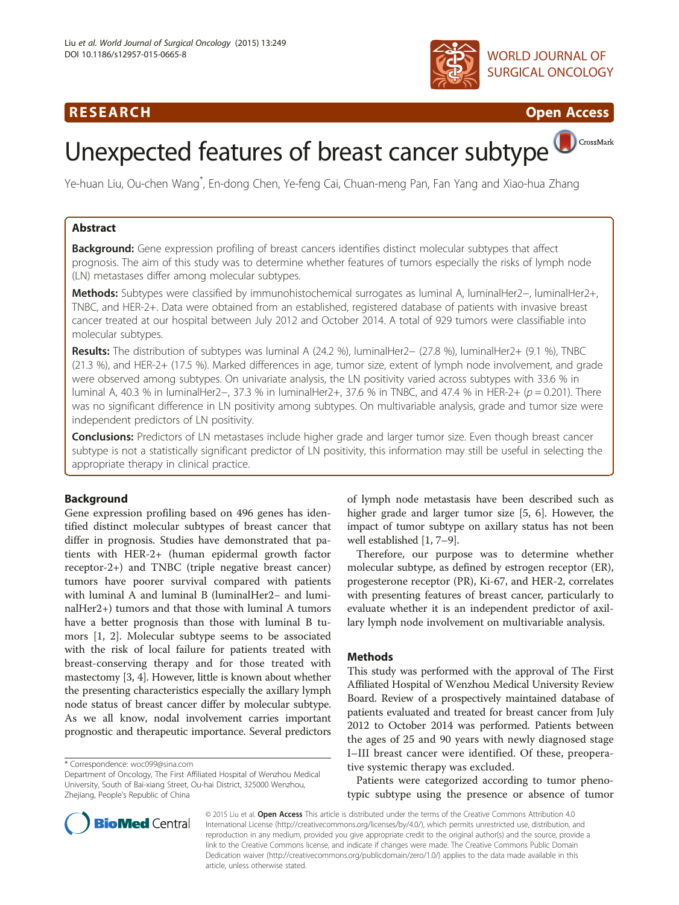**RESEARCH** **Open Access**

# Unexpected features of breast cancer subtype

Ye-huan Liu, Ou-chen Wang*, En-dong Chen, Ye-feng Cai, Chuan-meng Pan, Fan Yang and Xiao-hua Zhang

## Abstract

**Background:** Gene expression profiling of breast cancers identifies distinct molecular subtypes that affect prognosis. The aim of this study was to determine whether features of tumors especially the risks of lymph node (LN) metastases differ among molecular subtypes.

**Methods:** Subtypes were classified by immunohistochemical surrogates as luminal A, luminalHer2−, luminalHer2+, TNBC, and HER-2+. Data were obtained from an established, registered database of patients with invasive breast cancer treated at our hospital between July 2012 and October 2014. A total of 929 tumors were classifiable into molecular subtypes.

**Results:** The distribution of subtypes was luminal A (24.2 %), luminalHer2− (27.8 %), luminalHer2+ (9.1 %), TNBC (21.3 %), and HER-2+ (17.5 %). Marked differences in age, tumor size, extent of lymph node involvement, and grade were observed among subtypes. On univariate analysis, the LN positivity varied across subtypes with 33.6 % in luminal A, 40.3 % in luminalHer2−, 37.3 % in luminalHer2+, 37.6 % in TNBC, and 47.4 % in HER-2+ ($p = 0.201$). There was no significant difference in LN positivity among subtypes. On multivariable analysis, grade and tumor size were independent predictors of LN positivity.

**Conclusions:** Predictors of LN metastases include higher grade and larger tumor size. Even though breast cancer subtype is not a statistically significant predictor of LN positivity, this information may still be useful in selecting the appropriate therapy in clinical practice.

## Background

Gene expression profiling based on 496 genes has identified distinct molecular subtypes of breast cancer that differ in prognosis. Studies have demonstrated that patients with HER-2+ (human epidermal growth factor receptor-2+) and TNBC (triple negative breast cancer) tumors have poorer survival compared with patients with luminal A and luminal B (luminalHer2− and luminalHer2+) tumors and that those with luminal A tumors have a better prognosis than those with luminal B tumors [1, 2]. Molecular subtype seems to be associated with the risk of local failure for patients treated with breast-conserving therapy and for those treated with mastectomy [3, 4]. However, little is known about whether the presenting characteristics especially the axillary lymph node status of breast cancer differ by molecular subtype. As we all know, nodal involvement carries important prognostic and therapeutic importance. Several predictors of lymph node metastasis have been described such as higher grade and larger tumor size [5, 6]. However, the impact of tumor subtype on axillary status has not been well established [1, 7–9].

Therefore, our purpose was to determine whether molecular subtype, as defined by estrogen receptor (ER), progesterone receptor (PR), Ki-67, and HER-2, correlates with presenting features of breast cancer, particularly to evaluate whether it is an independent predictor of axillary lymph node involvement on multivariable analysis.

## Methods

This study was performed with the approval of The First Affiliated Hospital of Wenzhou Medical University Review Board. Review of a prospectively maintained database of patients evaluated and treated for breast cancer from July 2012 to October 2014 was performed. Patients between the ages of 25 and 90 years with newly diagnosed stage I–III breast cancer were identified. Of these, preoperative systemic therapy was excluded.

Patients were categorized according to tumor phenotypic subtype using the presence or absence of tumor

* Correspondence: woc099@sina.com
Department of Oncology, The First Affiliated Hospital of Wenzhou Medical University, South of Bai-xiang Street, Ou-hai District, 325000 Wenzhou, Zhejiang, People's Republic of China

© 2015 Liu et al. **Open Access** This article is distributed under the terms of the Creative Commons Attribution 4.0 International License (http://creativecommons.org/licenses/by/4.0/), which permits unrestricted use, distribution, and reproduction in any medium, provided you give appropriate credit to the original author(s) and the source, provide a link to the Creative Commons license, and indicate if changes were made. The Creative Commons Public Domain Dedication waiver (http://creativecommons.org/publicdomain/zero/1.0/) applies to the data made available in this article, unless otherwise stated.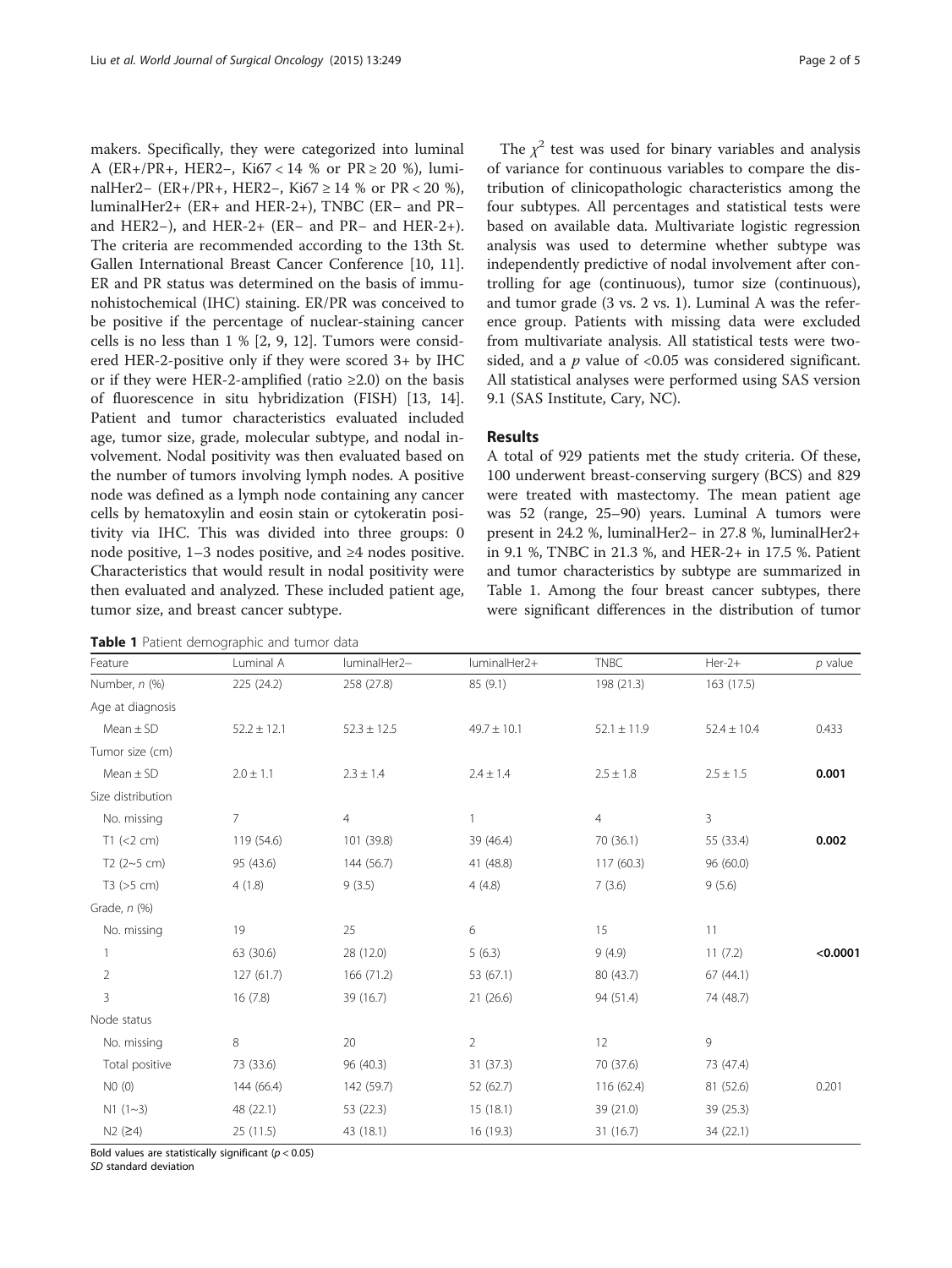makers. Specifically, they were categorized into luminal A (ER+/PR+, HER2−, Ki67 < 14 % or PR ≥ 20 %), luminalHer2− (ER+/PR+, HER2−, Ki67 ≥ 14 % or PR < 20 %), luminalHer2+ (ER+ and HER-2+), TNBC (ER− and PR− and HER2−), and HER-2+ (ER− and PR− and HER-2+). The criteria are recommended according to the 13th St. Gallen International Breast Cancer Conference [10, 11]. ER and PR status was determined on the basis of immunohistochemical (IHC) staining. ER/PR was conceived to be positive if the percentage of nuclear-staining cancer cells is no less than 1 % [2, 9, 12]. Tumors were considered HER-2-positive only if they were scored 3+ by IHC or if they were HER-2-amplified (ratio ≥2.0) on the basis of fluorescence in situ hybridization (FISH) [13, 14]. Patient and tumor characteristics evaluated included age, tumor size, grade, molecular subtype, and nodal involvement. Nodal positivity was then evaluated based on the number of tumors involving lymph nodes. A positive node was defined as a lymph node containing any cancer cells by hematoxylin and eosin stain or cytokeratin positivity via IHC. This was divided into three groups: 0 node positive, 1–3 nodes positive, and ≥4 nodes positive. Characteristics that would result in nodal positivity were then evaluated and analyzed. These included patient age, tumor size, and breast cancer subtype.

The $\chi^2$ test was used for binary variables and analysis of variance for continuous variables to compare the distribution of clinicopathologic characteristics among the four subtypes. All percentages and statistical tests were based on available data. Multivariate logistic regression analysis was used to determine whether subtype was independently predictive of nodal involvement after controlling for age (continuous), tumor size (continuous), and tumor grade (3 vs. 2 vs. 1). Luminal A was the reference group. Patients with missing data were excluded from multivariate analysis. All statistical tests were two-sided, and a $p$ value of <0.05 was considered significant. All statistical analyses were performed using SAS version 9.1 (SAS Institute, Cary, NC).

## Results

A total of 929 patients met the study criteria. Of these, 100 underwent breast-conserving surgery (BCS) and 829 were treated with mastectomy. The mean patient age was 52 (range, 25–90) years. Luminal A tumors were present in 24.2 %, luminalHer2− in 27.8 %, luminalHer2+ in 9.1 %, TNBC in 21.3 %, and HER-2+ in 17.5 %. Patient and tumor characteristics by subtype are summarized in Table 1. Among the four breast cancer subtypes, there were significant differences in the distribution of tumor

**Table 1** Patient demographic and tumor data

| Feature | Luminal A | luminalHer2− | luminalHer2+ | TNBC | Her-2+ | $p$ value |
|---|---|---|---|---|---|---|
| Number, $n$ (%) | 225 (24.2) | 258 (27.8) | 85 (9.1) | 198 (21.3) | 163 (17.5) | |
| Age at diagnosis | | | | | | |
| Mean ± SD | 52.2 ± 12.1 | 52.3 ± 12.5 | 49.7 ± 10.1 | 52.1 ± 11.9 | 52.4 ± 10.4 | 0.433 |
| Tumor size (cm) | | | | | | |
| Mean ± SD | 2.0 ± 1.1 | 2.3 ± 1.4 | 2.4 ± 1.4 | 2.5 ± 1.8 | 2.5 ± 1.5 | **0.001** |
| Size distribution | | | | | | |
| No. missing | 7 | 4 | 1 | 4 | 3 | |
| T1 (<2 cm) | 119 (54.6) | 101 (39.8) | 39 (46.4) | 70 (36.1) | 55 (33.4) | **0.002** |
| T2 (2~5 cm) | 95 (43.6) | 144 (56.7) | 41 (48.8) | 117 (60.3) | 96 (60.0) | |
| T3 (>5 cm) | 4 (1.8) | 9 (3.5) | 4 (4.8) | 7 (3.6) | 9 (5.6) | |
| Grade, $n$ (%) | | | | | | |
| No. missing | 19 | 25 | 6 | 15 | 11 | |
| 1 | 63 (30.6) | 28 (12.0) | 5 (6.3) | 9 (4.9) | 11 (7.2) | **<0.0001** |
| 2 | 127 (61.7) | 166 (71.2) | 53 (67.1) | 80 (43.7) | 67 (44.1) | |
| 3 | 16 (7.8) | 39 (16.7) | 21 (26.6) | 94 (51.4) | 74 (48.7) | |
| Node status | | | | | | |
| No. missing | 8 | 20 | 2 | 12 | 9 | |
| Total positive | 73 (33.6) | 96 (40.3) | 31 (37.3) | 70 (37.6) | 73 (47.4) | |
| N0 (0) | 144 (66.4) | 142 (59.7) | 52 (62.7) | 116 (62.4) | 81 (52.6) | 0.201 |
| N1 (1~3) | 48 (22.1) | 53 (22.3) | 15 (18.1) | 39 (21.0) | 39 (25.3) | |
| N2 (≥4) | 25 (11.5) | 43 (18.1) | 16 (19.3) | 31 (16.7) | 34 (22.1) | |

Bold values are statistically significant ($p$ < 0.05)

*SD* standard deviation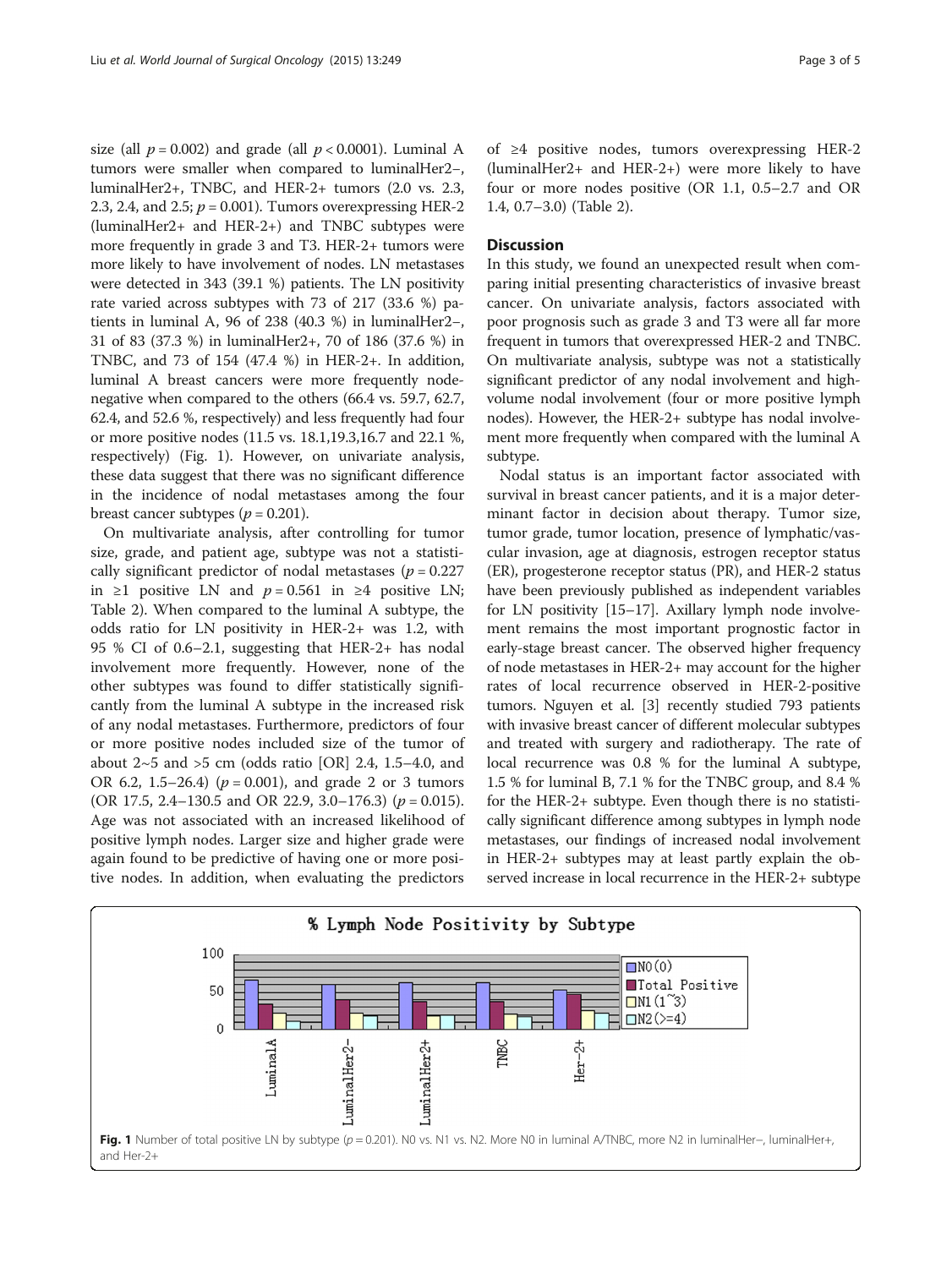size (all $p = 0.002$) and grade (all $p < 0.0001$). Luminal A tumors were smaller when compared to luminalHer2−, luminalHer2+, TNBC, and HER-2+ tumors (2.0 vs. 2.3, 2.3, 2.4, and 2.5; $p = 0.001$). Tumors overexpressing HER-2 (luminalHer2+ and HER-2+) and TNBC subtypes were more frequently in grade 3 and T3. HER-2+ tumors were more likely to have involvement of nodes. LN metastases were detected in 343 (39.1 %) patients. The LN positivity rate varied across subtypes with 73 of 217 (33.6 %) patients in luminal A, 96 of 238 (40.3 %) in luminalHer2−, 31 of 83 (37.3 %) in luminalHer2+, 70 of 186 (37.6 %) in TNBC, and 73 of 154 (47.4 %) in HER-2+. In addition, luminal A breast cancers were more frequently node-negative when compared to the others (66.4 vs. 59.7, 62.7, 62.4, and 52.6 %, respectively) and less frequently had four or more positive nodes (11.5 vs. 18.1,19.3,16.7 and 22.1 %, respectively) (Fig. 1). However, on univariate analysis, these data suggest that there was no significant difference in the incidence of nodal metastases among the four breast cancer subtypes ($p = 0.201$).

On multivariate analysis, after controlling for tumor size, grade, and patient age, subtype was not a statistically significant predictor of nodal metastases ($p = 0.227$ in ≥1 positive LN and $p = 0.561$ in ≥4 positive LN; Table 2). When compared to the luminal A subtype, the odds ratio for LN positivity in HER-2+ was 1.2, with 95 % CI of 0.6–2.1, suggesting that HER-2+ has nodal involvement more frequently. However, none of the other subtypes was found to differ statistically significantly from the luminal A subtype in the increased risk of any nodal metastases. Furthermore, predictors of four or more positive nodes included size of the tumor of about 2~5 and >5 cm (odds ratio [OR] 2.4, 1.5–4.0, and OR 6.2, 1.5–26.4) ($p = 0.001$), and grade 2 or 3 tumors (OR 17.5, 2.4–130.5 and OR 22.9, 3.0–176.3) ($p = 0.015$). Age was not associated with an increased likelihood of positive lymph nodes. Larger size and higher grade were again found to be predictive of having one or more positive nodes. In addition, when evaluating the predictors of ≥4 positive nodes, tumors overexpressing HER-2 (luminalHer2+ and HER-2+) were more likely to have four or more nodes positive (OR 1.1, 0.5–2.7 and OR 1.4, 0.7–3.0) (Table 2).

## Discussion

In this study, we found an unexpected result when comparing initial presenting characteristics of invasive breast cancer. On univariate analysis, factors associated with poor prognosis such as grade 3 and T3 were all far more frequent in tumors that overexpressed HER-2 and TNBC. On multivariate analysis, subtype was not a statistically significant predictor of any nodal involvement and high-volume nodal involvement (four or more positive lymph nodes). However, the HER-2+ subtype has nodal involvement more frequently when compared with the luminal A subtype.

Nodal status is an important factor associated with survival in breast cancer patients, and it is a major determinant factor in decision about therapy. Tumor size, tumor grade, tumor location, presence of lymphatic/vascular invasion, age at diagnosis, estrogen receptor status (ER), progesterone receptor status (PR), and HER-2 status have been previously published as independent variables for LN positivity [15–17]. Axillary lymph node involvement remains the most important prognostic factor in early-stage breast cancer. The observed higher frequency of node metastases in HER-2+ may account for the higher rates of local recurrence observed in HER-2-positive tumors. Nguyen et al. [3] recently studied 793 patients with invasive breast cancer of different molecular subtypes and treated with surgery and radiotherapy. The rate of local recurrence was 0.8 % for the luminal A subtype, 1.5 % for luminal B, 7.1 % for the TNBC group, and 8.4 % for the HER-2+ subtype. Even though there is no statistically significant difference among subtypes in lymph node metastases, our findings of increased nodal involvement in HER-2+ subtypes may at least partly explain the observed increase in local recurrence in the HER-2+ subtype

**Fig. 1** Number of total positive LN by subtype ($p = 0.201$). N0 vs. N1 vs. N2. More N0 in luminal A/TNBC, more N2 in luminalHer−, luminalHer+, and Her-2+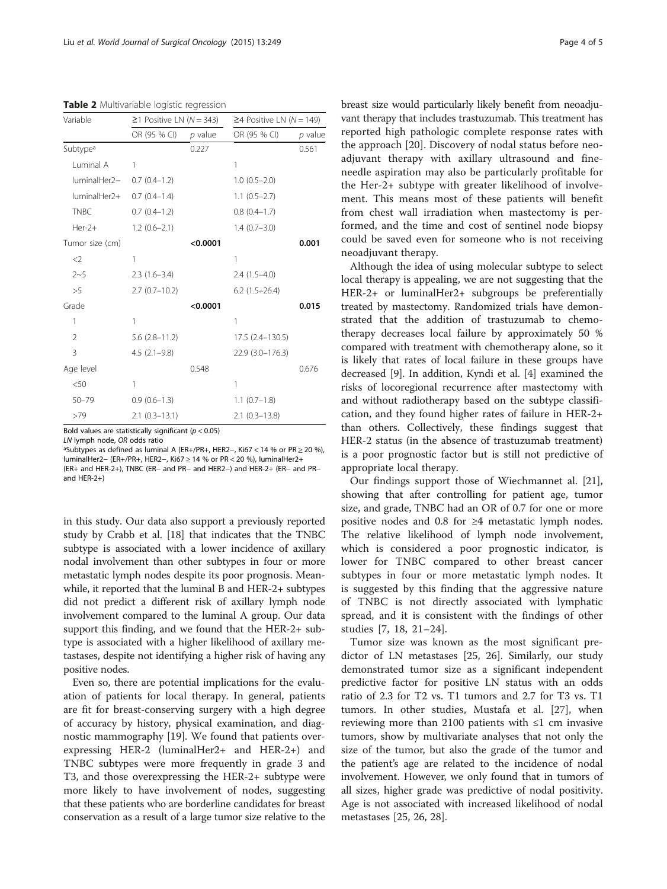**Table 2** Multivariable logistic regression

| Variable | ≥1 Positive LN (*N* = 343) | | ≥4 Positive LN (*N* = 149) | |
|---|---|---|---|---|
| | OR (95 % CI) | *p* value | OR (95 % CI) | *p* value |
| Subtype[a] | | 0.227 | | 0.561 |
| Luminal A | 1 | | 1 | |
| luminalHer2− | 0.7 (0.4–1.2) | | 1.0 (0.5–2.0) | |
| luminalHer2+ | 0.7 (0.4–1.4) | | 1.1 (0.5–2.7) | |
| TNBC | 0.7 (0.4–1.2) | | 0.8 (0.4–1.7) | |
| Her-2+ | 1.2 (0.6–2.1) | | 1.4 (0.7–3.0) | |
| Tumor size (cm) | | **<0.0001** | | **0.001** |
| <2 | 1 | | 1 | |
| 2~5 | 2.3 (1.6–3.4) | | 2.4 (1.5–4.0) | |
| >5 | 2.7 (0.7–10.2) | | 6.2 (1.5–26.4) | |
| Grade | | **<0.0001** | | **0.015** |
| 1 | 1 | | 1 | |
| 2 | 5.6 (2.8–11.2) | | 17.5 (2.4–130.5) | |
| 3 | 4.5 (2.1–9.8) | | 22.9 (3.0–176.3) | |
| Age level | | 0.548 | | 0.676 |
| <50 | 1 | | 1 | |
| 50–79 | 0.9 (0.6–1.3) | | 1.1 (0.7–1.8) | |
| >79 | 2.1 (0.3–13.1) | | 2.1 (0.3–13.8) | |

Bold values are statistically significant ($p < 0.05$)

*LN* lymph node, *OR* odds ratio

[a]Subtypes as defined as luminal A (ER+/PR+, HER2−, Ki67 < 14 % or PR ≥ 20 %), luminalHer2− (ER+/PR+, HER2−, Ki67 ≥ 14 % or PR < 20 %), luminalHer2+ (ER+ and HER-2+), TNBC (ER− and PR− and HER2−) and HER-2+ (ER− and PR− and HER-2+)

in this study. Our data also support a previously reported study by Crabb et al. [18] that indicates that the TNBC subtype is associated with a lower incidence of axillary nodal involvement than other subtypes in four or more metastatic lymph nodes despite its poor prognosis. Meanwhile, it reported that the luminal B and HER-2+ subtypes did not predict a different risk of axillary lymph node involvement compared to the luminal A group. Our data support this finding, and we found that the HER-2+ subtype is associated with a higher likelihood of axillary metastases, despite not identifying a higher risk of having any positive nodes.

Even so, there are potential implications for the evaluation of patients for local therapy. In general, patients are fit for breast-conserving surgery with a high degree of accuracy by history, physical examination, and diagnostic mammography [19]. We found that patients overexpressing HER-2 (luminalHer2+ and HER-2+) and TNBC subtypes were more frequently in grade 3 and T3, and those overexpressing the HER-2+ subtype were more likely to have involvement of nodes, suggesting that these patients who are borderline candidates for breast conservation as a result of a large tumor size relative to the breast size would particularly likely benefit from neoadjuvant therapy that includes trastuzumab. This treatment has reported high pathologic complete response rates with the approach [20]. Discovery of nodal status before neoadjuvant therapy with axillary ultrasound and fine-needle aspiration may also be particularly profitable for the Her-2+ subtype with greater likelihood of involvement. This means most of these patients will benefit from chest wall irradiation when mastectomy is performed, and the time and cost of sentinel node biopsy could be saved even for someone who is not receiving neoadjuvant therapy.

Although the idea of using molecular subtype to select local therapy is appealing, we are not suggesting that the HER-2+ or luminalHer2+ subgroups be preferentially treated by mastectomy. Randomized trials have demonstrated that the addition of trastuzumab to chemotherapy decreases local failure by approximately 50 % compared with treatment with chemotherapy alone, so it is likely that rates of local failure in these groups have decreased [9]. In addition, Kyndi et al. [4] examined the risks of locoregional recurrence after mastectomy with and without radiotherapy based on the subtype classification, and they found higher rates of failure in HER-2+ than others. Collectively, these findings suggest that HER-2 status (in the absence of trastuzumab treatment) is a poor prognostic factor but is still not predictive of appropriate local therapy.

Our findings support those of Wiechmannet al. [21], showing that after controlling for patient age, tumor size, and grade, TNBC had an OR of 0.7 for one or more positive nodes and 0.8 for ≥4 metastatic lymph nodes. The relative likelihood of lymph node involvement, which is considered a poor prognostic indicator, is lower for TNBC compared to other breast cancer subtypes in four or more metastatic lymph nodes. It is suggested by this finding that the aggressive nature of TNBC is not directly associated with lymphatic spread, and it is consistent with the findings of other studies [7, 18, 21–24].

Tumor size was known as the most significant predictor of LN metastases [25, 26]. Similarly, our study demonstrated tumor size as a significant independent predictive factor for positive LN status with an odds ratio of 2.3 for T2 vs. T1 tumors and 2.7 for T3 vs. T1 tumors. In other studies, Mustafa et al. [27], when reviewing more than 2100 patients with ≤1 cm invasive tumors, show by multivariate analyses that not only the size of the tumor, but also the grade of the tumor and the patient's age are related to the incidence of nodal involvement. However, we only found that in tumors of all sizes, higher grade was predictive of nodal positivity. Age is not associated with increased likelihood of nodal metastases [25, 26, 28].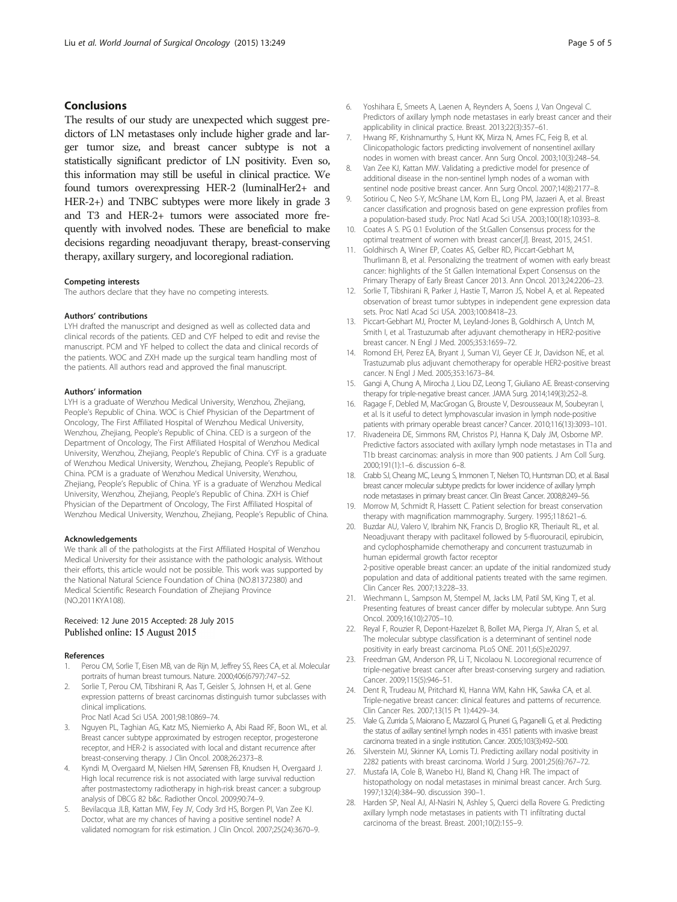## Conclusions

The results of our study are unexpected which suggest predictors of LN metastases only include higher grade and larger tumor size, and breast cancer subtype is not a statistically significant predictor of LN positivity. Even so, this information may still be useful in clinical practice. We found tumors overexpressing HER-2 (luminalHer2+ and HER-2+) and TNBC subtypes were more likely in grade 3 and T3 and HER-2+ tumors were associated more frequently with involved nodes. These are beneficial to make decisions regarding neoadjuvant therapy, breast-conserving therapy, axillary surgery, and locoregional radiation.

#### Competing interests

The authors declare that they have no competing interests.

#### Authors' contributions

LYH drafted the manuscript and designed as well as collected data and clinical records of the patients. CED and CYF helped to edit and revise the manuscript. PCM and YF helped to collect the data and clinical records of the patients. WOC and ZXH made up the surgical team handling most of the patients. All authors read and approved the final manuscript.

#### Authors' information

LYH is a graduate of Wenzhou Medical University, Wenzhou, Zhejiang, People's Republic of China. WOC is Chief Physician of the Department of Oncology, The First Affiliated Hospital of Wenzhou Medical University, Wenzhou, Zhejiang, People's Republic of China. CED is a surgeon of the Department of Oncology, The First Affiliated Hospital of Wenzhou Medical University, Wenzhou, Zhejiang, People's Republic of China. CYF is a graduate of Wenzhou Medical University, Wenzhou, Zhejiang, People's Republic of China. PCM is a graduate of Wenzhou Medical University, Wenzhou, Zhejiang, People's Republic of China. YF is a graduate of Wenzhou Medical University, Wenzhou, Zhejiang, People's Republic of China. ZXH is Chief Physician of the Department of Oncology, The First Affiliated Hospital of Wenzhou Medical University, Wenzhou, Zhejiang, People's Republic of China.

#### Acknowledgements

We thank all of the pathologists at the First Affiliated Hospital of Wenzhou Medical University for their assistance with the pathologic analysis. Without their efforts, this article would not be possible. This work was supported by the National Natural Science Foundation of China (NO.81372380) and Medical Scientific Research Foundation of Zhejiang Province (NO.2011KYA108).

Received: 12 June 2015 Accepted: 28 July 2015
Published online: 15 August 2015

#### References

1. Perou CM, Sorlie T, Eisen MB, van de Rijn M, Jeffrey SS, Rees CA, et al. Molecular portraits of human breast tumours. Nature. 2000;406(6797):747–52.
2. Sorlie T, Perou CM, Tibshirani R, Aas T, Geisler S, Johnsen H, et al. Gene expression patterns of breast carcinomas distinguish tumor subclasses with clinical implications. Proc Natl Acad Sci USA. 2001;98:10869–74.
3. Nguyen PL, Taghian AG, Katz MS, Niemierko A, Abi Raad RF, Boon WL, et al. Breast cancer subtype approximated by estrogen receptor, progesterone receptor, and HER-2 is associated with local and distant recurrence after breast-conserving therapy. J Clin Oncol. 2008;26:2373–8.
4. Kyndi M, Overgaard M, Nielsen HM, Sørensen FB, Knudsen H, Overgaard J. High local recurrence risk is not associated with large survival reduction after postmastectomy radiotherapy in high-risk breast cancer: a subgroup analysis of DBCG 82 b&c. Radiother Oncol. 2009;90:74–9.
5. Bevilacqua JLB, Kattan MW, Fey JV, Cody 3rd HS, Borgen PI, Van Zee KJ. Doctor, what are my chances of having a positive sentinel node? A validated nomogram for risk estimation. J Clin Oncol. 2007;25(24):3670–9.
6. Yoshihara E, Smeets A, Laenen A, Reynders A, Soens J, Van Ongeval C. Predictors of axillary lymph node metastases in early breast cancer and their applicability in clinical practice. Breast. 2013;22(3):357–61.
7. Hwang RF, Krishnamurthy S, Hunt KK, Mirza N, Ames FC, Feig B, et al. Clinicopathologic factors predicting involvement of nonsentinel axillary nodes in women with breast cancer. Ann Surg Oncol. 2003;10(3):248–54.
8. Van Zee KJ, Kattan MW. Validating a predictive model for presence of additional disease in the non-sentinel lymph nodes of a woman with sentinel node positive breast cancer. Ann Surg Oncol. 2007;14(8):2177–8.
9. Sotiriou C, Neo S-Y, McShane LM, Korn EL, Long PM, Jazaeri A, et al. Breast cancer classification and prognosis based on gene expression profiles from a population-based study. Proc Natl Acad Sci USA. 2003;100(18):10393–8.
10. Coates A S. PG 0.1 Evolution of the St.Gallen Consensus process for the optimal treatment of women with breast cancer[J]. Breast, 2015, 24:S1.
11. Goldhirsch A, Winer EP, Coates AS, Gelber RD, Piccart-Gebhart M, Thurlimann B, et al. Personalizing the treatment of women with early breast cancer: highlights of the St Gallen International Expert Consensus on the Primary Therapy of Early Breast Cancer 2013. Ann Oncol. 2013;24:2206–23.
12. Sorlie T, Tibshirani R, Parker J, Hastie T, Marron JS, Nobel A, et al. Repeated observation of breast tumor subtypes in independent gene expression data sets. Proc Natl Acad Sci USA. 2003;100:8418–23.
13. Piccart-Gebhart MJ, Procter M, Leyland-Jones B, Goldhirsch A, Untch M, Smith I, et al. Trastuzumab after adjuvant chemotherapy in HER2-positive breast cancer. N Engl J Med. 2005;353:1659–72.
14. Romond EH, Perez EA, Bryant J, Suman VJ, Geyer CE Jr, Davidson NE, et al. Trastuzumab plus adjuvant chemotherapy for operable HER2-positive breast cancer. N Engl J Med. 2005;353:1673–84.
15. Gangi A, Chung A, Mirocha J, Liou DZ, Leong T, Giuliano AE. Breast-conserving therapy for triple-negative breast cancer. JAMA Surg. 2014;149(3):252–8.
16. Ragage F, Debled M, MacGrogan G, Brouste V, Desrousseaux M, Soubeyran I, et al. Is it useful to detect lymphovascular invasion in lymph node-positive patients with primary operable breast cancer? Cancer. 2010;116(13):3093–101.
17. Rivadeneira DE, Simmons RM, Christos PJ, Hanna K, Daly JM, Osborne MP. Predictive factors associated with axillary lymph node metastases in T1a and T1b breast carcinomas: analysis in more than 900 patients. J Am Coll Surg. 2000;191(1):1–6. discussion 6–8.
18. Crabb SJ, Cheang MC, Leung S, Immonen T, Nielsen TO, Huntsman DD, et al. Basal breast cancer molecular subtype predicts for lower incidence of axillary lymph node metastases in primary breast cancer. Clin Breast Cancer. 2008;8:249–56.
19. Morrow M, Schmidt R, Hassett C. Patient selection for breast conservation therapy with magnification mammography. Surgery. 1995;118:621–6.
20. Buzdar AU, Valero V, Ibrahim NK, Francis D, Broglio KR, Theriault RL, et al. Neoadjuvant therapy with paclitaxel followed by 5-fluorouracil, epirubicin, and cyclophosphamide chemotherapy and concurrent trastuzumab in human epidermal growth factor receptor 2-positive operable breast cancer: an update of the initial randomized study population and data of additional patients treated with the same regimen. Clin Cancer Res. 2007;13:228–33.
21. Wiechmann L, Sampson M, Stempel M, Jacks LM, Patil SM, King T, et al. Presenting features of breast cancer differ by molecular subtype. Ann Surg Oncol. 2009;16(10):2705–10.
22. Reyal F, Rouzier R, Depont-Hazelzet B, Bollet MA, Pierga JY, Alran S, et al. The molecular subtype classification is a determinant of sentinel node positivity in early breast carcinoma. PLoS ONE. 2011;6(5):e20297.
23. Freedman GM, Anderson PR, Li T, Nicolaou N. Locoregional recurrence of triple-negative breast cancer after breast-conserving surgery and radiation. Cancer. 2009;115(5):946–51.
24. Dent R, Trudeau M, Pritchard KI, Hanna WM, Kahn HK, Sawka CA, et al. Triple-negative breast cancer: clinical features and patterns of recurrence. Clin Cancer Res. 2007;13(15 Pt 1):4429–34.
25. Viale G, Zurrida S, Maiorano E, Mazzarol G, Pruneri G, Paganelli G, et al. Predicting the status of axillary sentinel lymph nodes in 4351 patients with invasive breast carcinoma treated in a single institution. Cancer. 2005;103(3):492–500.
26. Silverstein MJ, Skinner KA, Lomis TJ. Predicting axillary nodal positivity in 2282 patients with breast carcinoma. World J Surg. 2001;25(6):767–72.
27. Mustafa IA, Cole B, Wanebo HJ, Bland KI, Chang HR. The impact of histopathology on nodal metastases in minimal breast cancer. Arch Surg. 1997;132(4):384–90. discussion 390–1.
28. Harden SP, Neal AJ, Al-Nasiri N, Ashley S, Querci della Rovere G. Predicting axillary lymph node metastases in patients with T1 infiltrating ductal carcinoma of the breast. Breast. 2001;10(2):155–9.